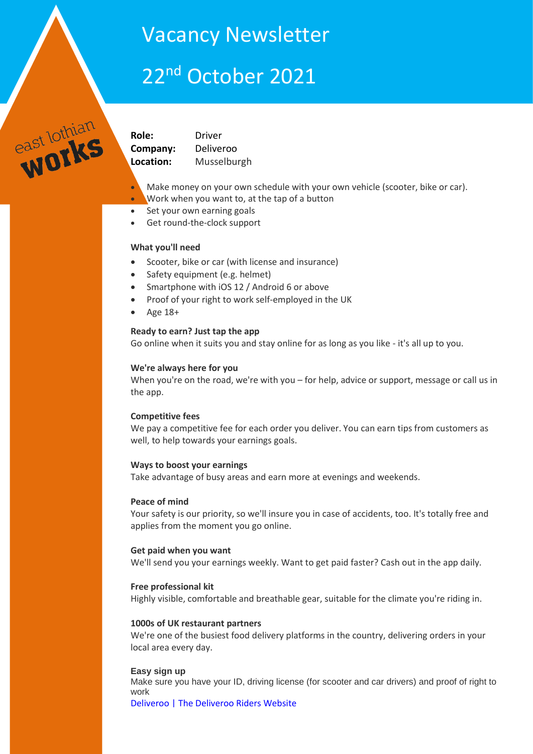# Vacancy Newsletter

# 22nd October 2021

east lothian works

**Role:** Driver
**Company:** Deliveroo
**Location:** Musselburgh

- Make money on your own schedule with your own vehicle (scooter, bike or car).
- Work when you want to, at the tap of a button
- Set your own earning goals
- Get round-the-clock support

**What you'll need**

- Scooter, bike or car (with license and insurance)
- Safety equipment (e.g. helmet)
- Smartphone with iOS 12 / Android 6 or above
- Proof of your right to work self-employed in the UK
- Age 18+

**Ready to earn? Just tap the app**
Go online when it suits you and stay online for as long as you like - it's all up to you.

**We're always here for you**
When you're on the road, we're with you – for help, advice or support, message or call us in the app.

**Competitive fees**
We pay a competitive fee for each order you deliver. You can earn tips from customers as well, to help towards your earnings goals.

**Ways to boost your earnings**
Take advantage of busy areas and earn more at evenings and weekends.

**Peace of mind**
Your safety is our priority, so we'll insure you in case of accidents, too. It's totally free and applies from the moment you go online.

**Get paid when you want**
We'll send you your earnings weekly. Want to get paid faster? Cash out in the app daily.

**Free professional kit**
Highly visible, comfortable and breathable gear, suitable for the climate you're riding in.

**1000s of UK restaurant partners**
We're one of the busiest food delivery platforms in the country, delivering orders in your local area every day.

**Easy sign up**
Make sure you have your ID, driving license (for scooter and car drivers) and proof of right to work
Deliveroo | The Deliveroo Riders Website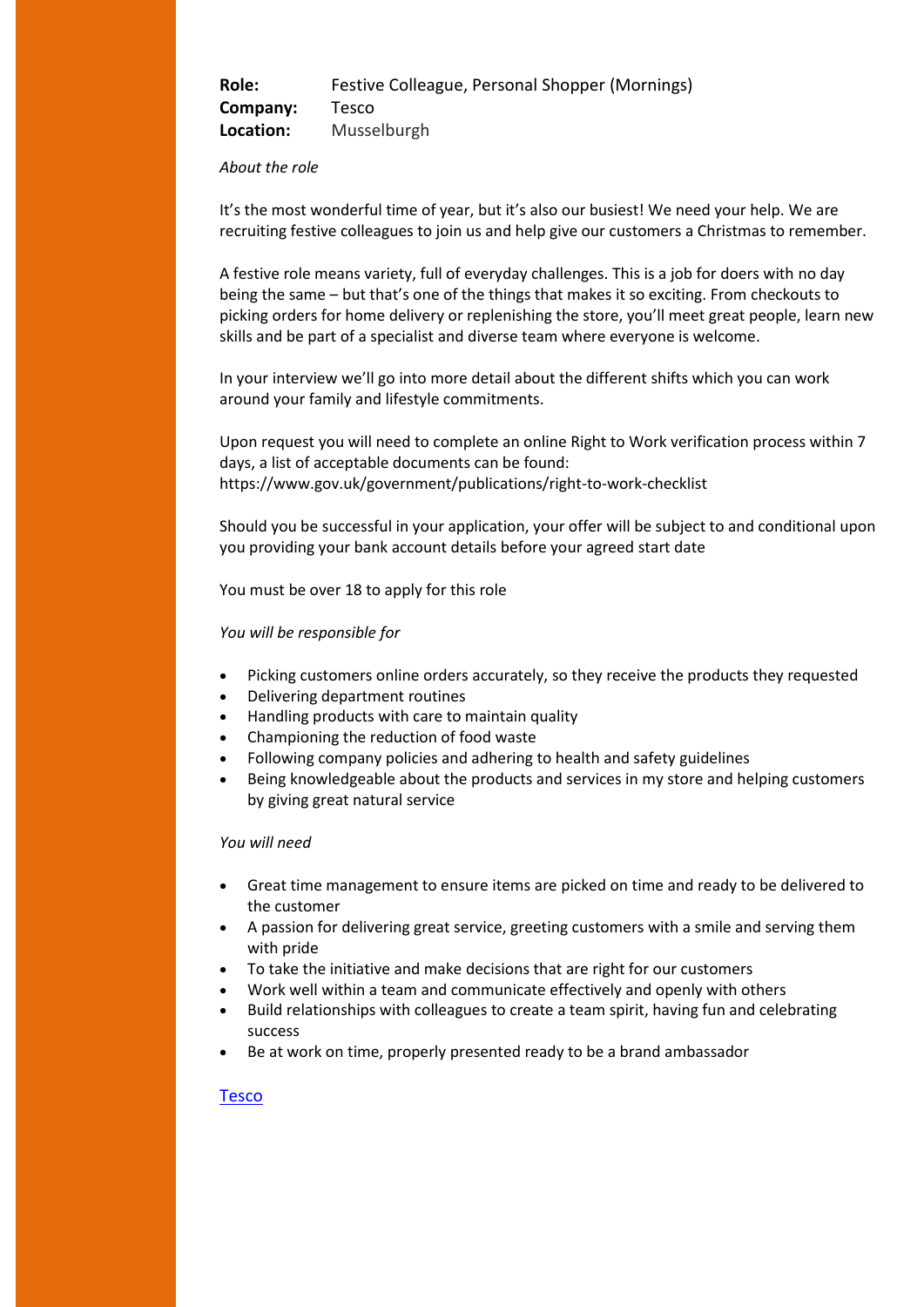**Role:** Festive Colleague, Personal Shopper (Mornings)
**Company:** Tesco
**Location:** Musselburgh

*About the role*

It's the most wonderful time of year, but it's also our busiest! We need your help. We are recruiting festive colleagues to join us and help give our customers a Christmas to remember.

A festive role means variety, full of everyday challenges. This is a job for doers with no day being the same – but that's one of the things that makes it so exciting. From checkouts to picking orders for home delivery or replenishing the store, you'll meet great people, learn new skills and be part of a specialist and diverse team where everyone is welcome.

In your interview we'll go into more detail about the different shifts which you can work around your family and lifestyle commitments.

Upon request you will need to complete an online Right to Work verification process within 7 days, a list of acceptable documents can be found:
https://www.gov.uk/government/publications/right-to-work-checklist

Should you be successful in your application, your offer will be subject to and conditional upon you providing your bank account details before your agreed start date

You must be over 18 to apply for this role

*You will be responsible for*

- Picking customers online orders accurately, so they receive the products they requested
- Delivering department routines
- Handling products with care to maintain quality
- Championing the reduction of food waste
- Following company policies and adhering to health and safety guidelines
- Being knowledgeable about the products and services in my store and helping customers by giving great natural service

*You will need*

- Great time management to ensure items are picked on time and ready to be delivered to the customer
- A passion for delivering great service, greeting customers with a smile and serving them with pride
- To take the initiative and make decisions that are right for our customers
- Work well within a team and communicate effectively and openly with others
- Build relationships with colleagues to create a team spirit, having fun and celebrating success
- Be at work on time, properly presented ready to be a brand ambassador

[Tesco]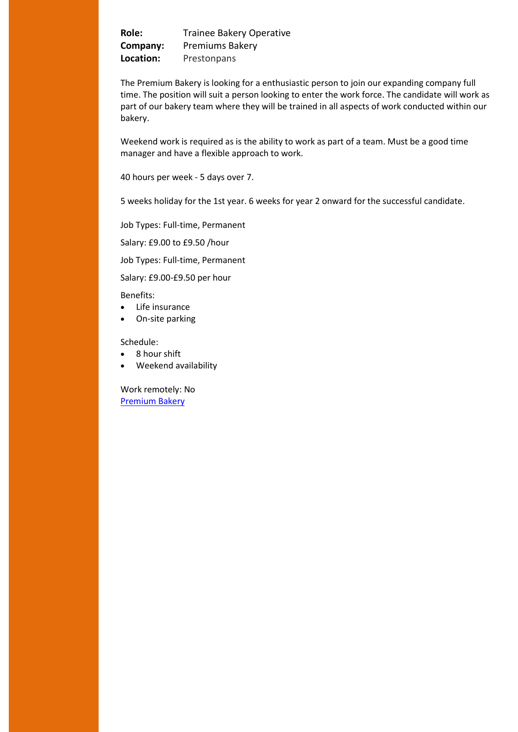**Role:** Trainee Bakery Operative
**Company:** Premiums Bakery
**Location:** Prestonpans

The Premium Bakery is looking for a enthusiastic person to join our expanding company full time. The position will suit a person looking to enter the work force. The candidate will work as part of our bakery team where they will be trained in all aspects of work conducted within our bakery.

Weekend work is required as is the ability to work as part of a team. Must be a good time manager and have a flexible approach to work.

40 hours per week - 5 days over 7.

5 weeks holiday for the 1st year. 6 weeks for year 2 onward for the successful candidate.

Job Types: Full-time, Permanent

Salary: £9.00 to £9.50 /hour

Job Types: Full-time, Permanent

Salary: £9.00-£9.50 per hour

Benefits:

- Life insurance
- On-site parking

Schedule:

- 8 hour shift
- Weekend availability

Work remotely: No
[Premium Bakery]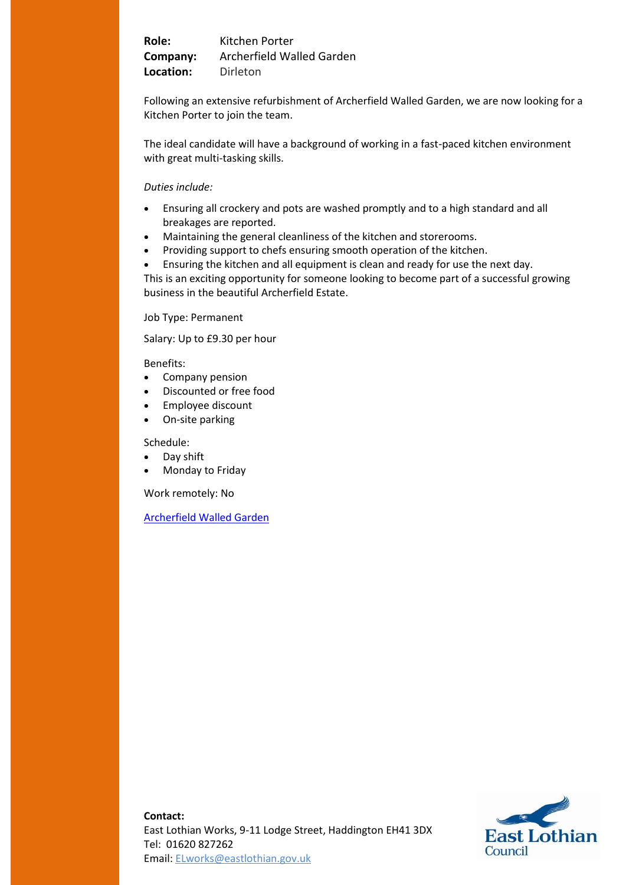**Role:** Kitchen Porter
**Company:** Archerfield Walled Garden
**Location:** Dirleton

Following an extensive refurbishment of Archerfield Walled Garden, we are now looking for a Kitchen Porter to join the team.

The ideal candidate will have a background of working in a fast-paced kitchen environment with great multi-tasking skills.

*Duties include:*

- Ensuring all crockery and pots are washed promptly and to a high standard and all breakages are reported.
- Maintaining the general cleanliness of the kitchen and storerooms.
- Providing support to chefs ensuring smooth operation of the kitchen.
- Ensuring the kitchen and all equipment is clean and ready for use the next day.

This is an exciting opportunity for someone looking to become part of a successful growing business in the beautiful Archerfield Estate.

Job Type: Permanent

Salary: Up to £9.30 per hour

Benefits:

- Company pension
- Discounted or free food
- Employee discount
- On-site parking

Schedule:

- Day shift
- Monday to Friday

Work remotely: No

[Archerfield Walled Garden]

**Contact:**
East Lothian Works, 9-11 Lodge Street, Haddington EH41 3DX
Tel: 01620 827262
Email: ELworks@eastlothian.gov.uk

East Lothian Council